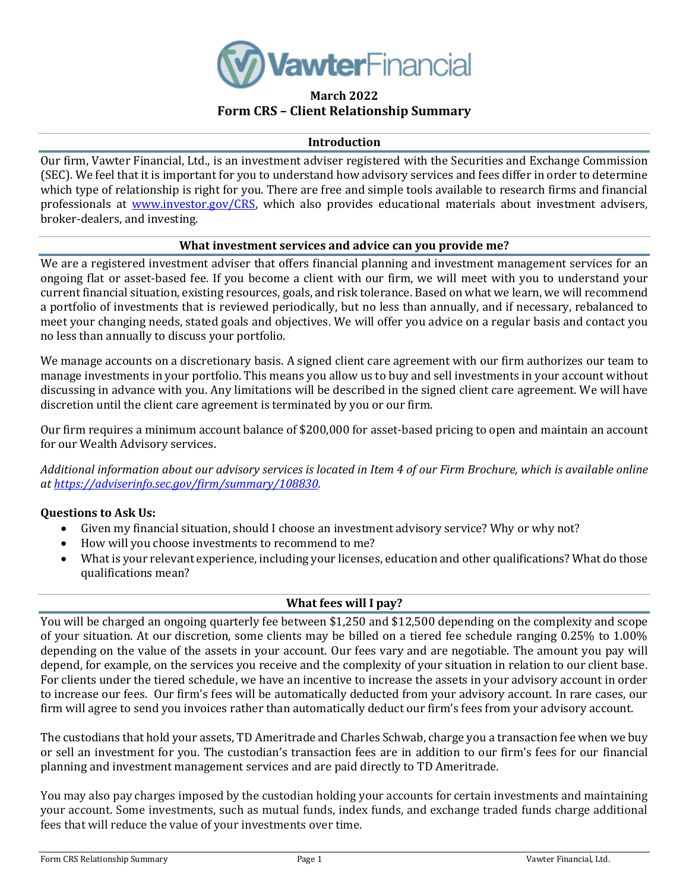VawterFinancial

**March 2022**

# Form CRS – Client Relationship Summary

## Introduction

Our firm, Vawter Financial, Ltd., is an investment adviser registered with the Securities and Exchange Commission (SEC). We feel that it is important for you to understand how advisory services and fees differ in order to determine which type of relationship is right for you. There are free and simple tools available to research firms and financial professionals at [www.investor.gov/CRS](www.investor.gov/CRS), which also provides educational materials about investment advisers, broker-dealers, and investing.

## What investment services and advice can you provide me?

We are a registered investment adviser that offers financial planning and investment management services for an ongoing flat or asset-based fee. If you become a client with our firm, we will meet with you to understand your current financial situation, existing resources, goals, and risk tolerance. Based on what we learn, we will recommend a portfolio of investments that is reviewed periodically, but no less than annually, and if necessary, rebalanced to meet your changing needs, stated goals and objectives. We will offer you advice on a regular basis and contact you no less than annually to discuss your portfolio.

We manage accounts on a discretionary basis. A signed client care agreement with our firm authorizes our team to manage investments in your portfolio. This means you allow us to buy and sell investments in your account without discussing in advance with you. Any limitations will be described in the signed client care agreement. We will have discretion until the client care agreement is terminated by you or our firm.

Our firm requires a minimum account balance of $200,000 for asset-based pricing to open and maintain an account for our Wealth Advisory services.

*Additional information about our advisory services is located in Item 4 of our Firm Brochure, which is available online at [https://adviserinfo.sec.gov/firm/summary/108830](https://adviserinfo.sec.gov/firm/summary/108830).*

**Questions to Ask Us:**

- Given my financial situation, should I choose an investment advisory service? Why or why not?
- How will you choose investments to recommend to me?
- What is your relevant experience, including your licenses, education and other qualifications? What do those qualifications mean?

## What fees will I pay?

You will be charged an ongoing quarterly fee between $1,250 and $12,500 depending on the complexity and scope of your situation. At our discretion, some clients may be billed on a tiered fee schedule ranging 0.25% to 1.00% depending on the value of the assets in your account. Our fees vary and are negotiable. The amount you pay will depend, for example, on the services you receive and the complexity of your situation in relation to our client base. For clients under the tiered schedule, we have an incentive to increase the assets in your advisory account in order to increase our fees. Our firm's fees will be automatically deducted from your advisory account. In rare cases, our firm will agree to send you invoices rather than automatically deduct our firm's fees from your advisory account.

The custodians that hold your assets, TD Ameritrade and Charles Schwab, charge you a transaction fee when we buy or sell an investment for you. The custodian's transaction fees are in addition to our firm's fees for our financial planning and investment management services and are paid directly to TD Ameritrade.

You may also pay charges imposed by the custodian holding your accounts for certain investments and maintaining your account. Some investments, such as mutual funds, index funds, and exchange traded funds charge additional fees that will reduce the value of your investments over time.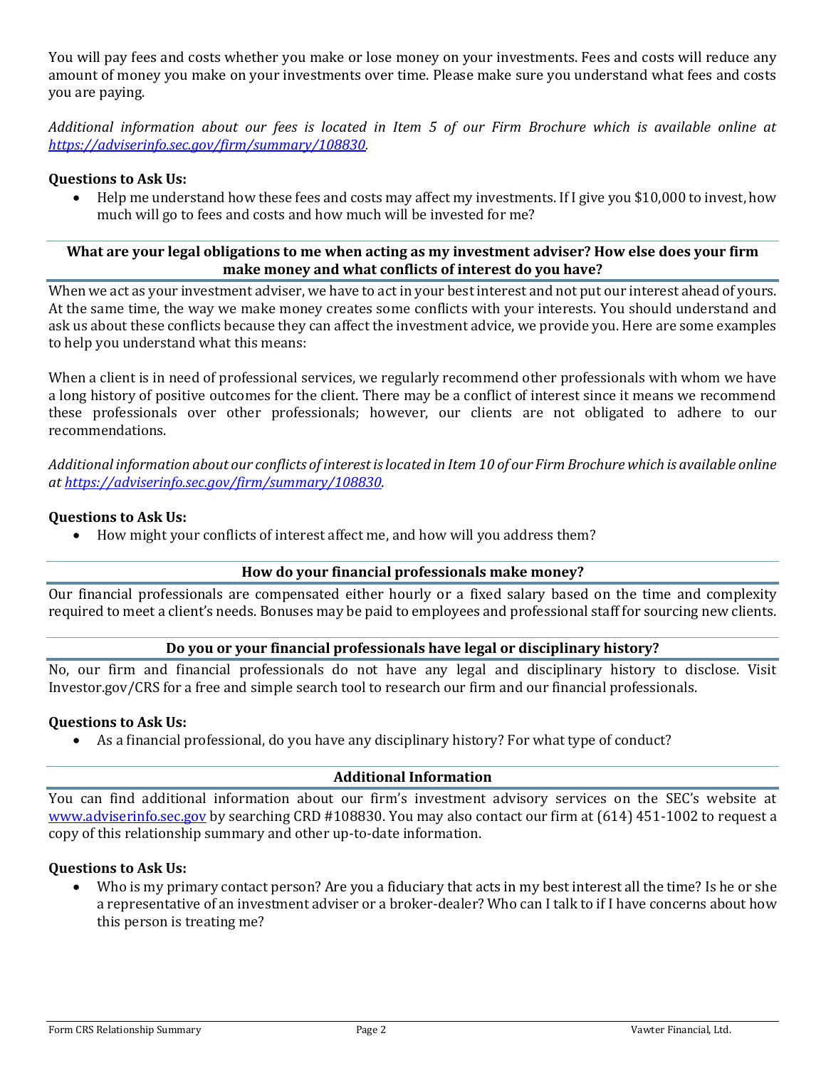You will pay fees and costs whether you make or lose money on your investments. Fees and costs will reduce any amount of money you make on your investments over time. Please make sure you understand what fees and costs you are paying.

*Additional information about our fees is located in Item 5 of our Firm Brochure which is available online at [https://adviserinfo.sec.gov/firm/summary/108830](https://adviserinfo.sec.gov/firm/summary/108830).*

**Questions to Ask Us:**

- Help me understand how these fees and costs may affect my investments. If I give you $10,000 to invest, how much will go to fees and costs and how much will be invested for me?

## What are your legal obligations to me when acting as my investment adviser? How else does your firm make money and what conflicts of interest do you have?

When we act as your investment adviser, we have to act in your best interest and not put our interest ahead of yours. At the same time, the way we make money creates some conflicts with your interests. You should understand and ask us about these conflicts because they can affect the investment advice, we provide you. Here are some examples to help you understand what this means:

When a client is in need of professional services, we regularly recommend other professionals with whom we have a long history of positive outcomes for the client. There may be a conflict of interest since it means we recommend these professionals over other professionals; however, our clients are not obligated to adhere to our recommendations.

*Additional information about our conflicts of interest is located in Item 10 of our Firm Brochure which is available online at [https://adviserinfo.sec.gov/firm/summary/108830](https://adviserinfo.sec.gov/firm/summary/108830).*

**Questions to Ask Us:**

- How might your conflicts of interest affect me, and how will you address them?

## How do your financial professionals make money?

Our financial professionals are compensated either hourly or a fixed salary based on the time and complexity required to meet a client's needs. Bonuses may be paid to employees and professional staff for sourcing new clients.

## Do you or your financial professionals have legal or disciplinary history?

No, our firm and financial professionals do not have any legal and disciplinary history to disclose. Visit Investor.gov/CRS for a free and simple search tool to research our firm and our financial professionals.

**Questions to Ask Us:**

- As a financial professional, do you have any disciplinary history? For what type of conduct?

## Additional Information

You can find additional information about our firm's investment advisory services on the SEC's website at [www.adviserinfo.sec.gov](http://www.adviserinfo.sec.gov) by searching CRD #108830. You may also contact our firm at (614) 451-1002 to request a copy of this relationship summary and other up-to-date information.

**Questions to Ask Us:**

- Who is my primary contact person? Are you a fiduciary that acts in my best interest all the time? Is he or she a representative of an investment adviser or a broker-dealer? Who can I talk to if I have concerns about how this person is treating me?